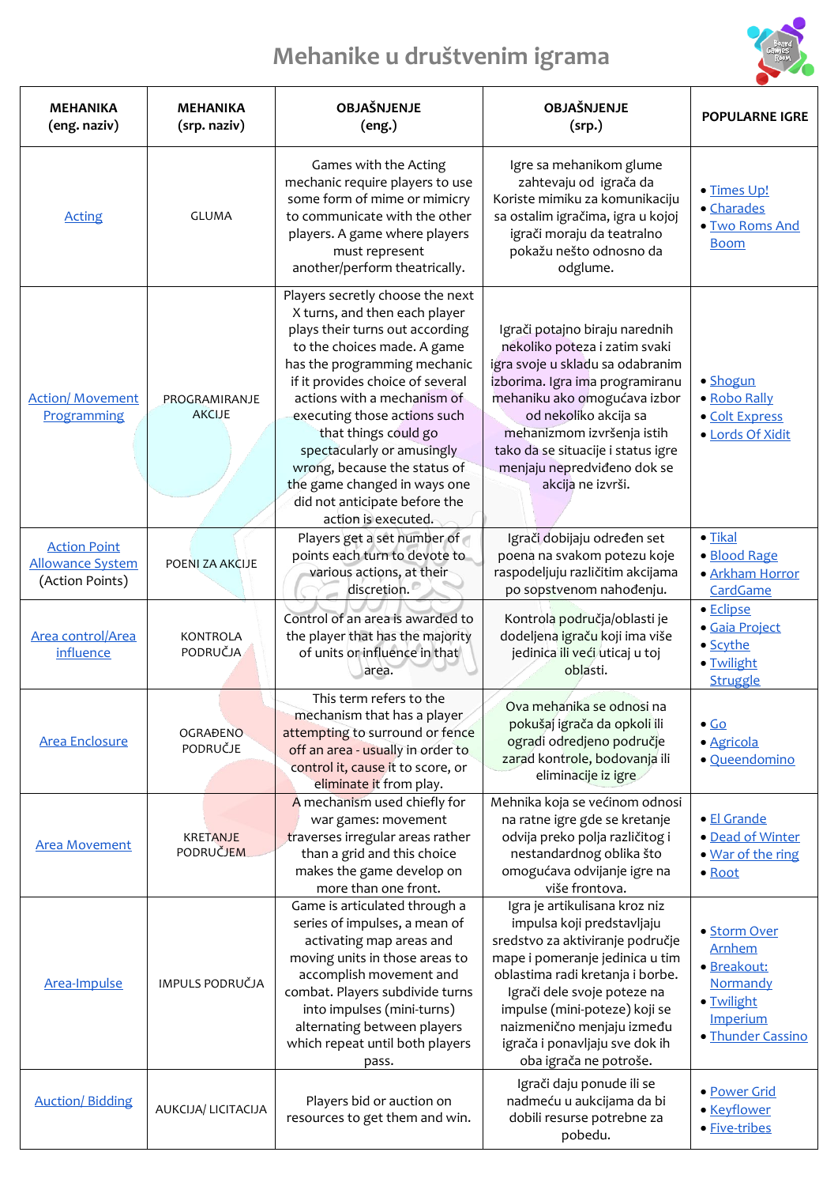# Mehanike u društvenim igrama

| MEHANIKA (eng. naziv) | MEHANIKA (srp. naziv) | OBJAŠNJENJE (eng.) | OBJAŠNJENJE (srp.) | POPULARNE IGRE |
|---|---|---|---|---|
| Acting | GLUMA | Games with the Acting mechanic require players to use some form of mime or mimicry to communicate with the other players. A game where players must represent another/perform theatrically. | Igre sa mehanikom glume zahtevaju od igrača da Koriste mimiku za komunikaciju sa ostalim igračima, igra u kojoj igrači moraju da teatralno pokažu nešto odnosno da odglume. | • Times Up! • Charades • Two Roms And Boom |
| Action/ Movement Programming | PROGRAMIRANJE AKCIJE | Players secretly choose the next X turns, and then each player plays their turns out according to the choices made. A game has the programming mechanic if it provides choice of several actions with a mechanism of executing those actions such that things could go spectacularly or amusingly wrong, because the status of the game changed in ways one did not anticipate before the action is executed. | Igrači potajno biraju narednih nekoliko poteza i zatim svaki igra svoje u skladu sa odabranim izborima. Igra ima programiranu mehaniku ako omogućava izbor od nekoliko akcija sa mehanizmom izvršenja istih tako da se situacije i status igre menjaju nepredviđeno dok se akcija ne izvrši. | • Shogun • Robo Rally • Colt Express • Lords Of Xidit |
| Action Point Allowance System (Action Points) | POENI ZA AKCIJE | Players get a set number of points each turn to devote to various actions, at their discretion. | Igrači dobijaju određen set poena na svakom potezu koje raspodeljuju različitim akcijama po sopstvenom nahođenju. | • Tikal • Blood Rage • Arkham Horror CardGame |
| Area control/Area influence | KONTROLA PODRUČJA | Control of an area is awarded to the player that has the majority of units or influence in that area. | Kontrola područja/oblasti je dodeljena igraču koji ima više jedinica ili veći uticaj u toj oblasti. | • Eclipse • Gaia Project • Scythe • Twilight Struggle |
| Area Enclosure | OGRAĐENO PODRUČJE | This term refers to the mechanism that has a player attempting to surround or fence off an area - usually in order to control it, cause it to score, or eliminate it from play. | Ova mehanika se odnosi na pokušaj igrača da opkoli ili ogradi odredjeno područje zarad kontrole, bodovanja ili eliminacije iz igre | • Go • Agricola • Queendomino |
| Area Movement | KRETANJE PODRUČJEM | A mechanism used chiefly for war games: movement traverses irregular areas rather than a grid and this choice makes the game develop on more than one front. | Mehnika koja se većinom odnosi na ratne igre gde se kretanje odvija preko polja različitog i nestandardnog oblika što omogućava odvijanje igre na više frontova. | • El Grande • Dead of Winter • War of the ring • Root |
| Area-Impulse | IMPULS PODRUČJA | Game is articulated through a series of impulses, a mean of activating map areas and moving units in those areas to accomplish movement and combat. Players subdivide turns into impulses (mini-turns) alternating between players which repeat until both players pass. | Igra je artikulisana kroz niz impulsa koji predstavljaju sredstvo za aktiviranje područje mape i pomeranje jedinica u tim oblastima radi kretanja i borbe. Igrači dele svoje poteze na impulse (mini-poteze) koji se naizmenično menjaju između igrača i ponavljaju sve dok ih oba igrača ne potroše. | • Storm Over Arnhem • Breakout: Normandy • Twilight Imperium • Thunder Cassino |
| Auction/ Bidding | AUKCIJA/ LICITACIJA | Players bid or auction on resources to get them and win. | Igrači daju ponude ili se nadmeću u aukcijama da bi dobili resurse potrebne za pobedu. | • Power Grid • Keyflower • Five-tribes |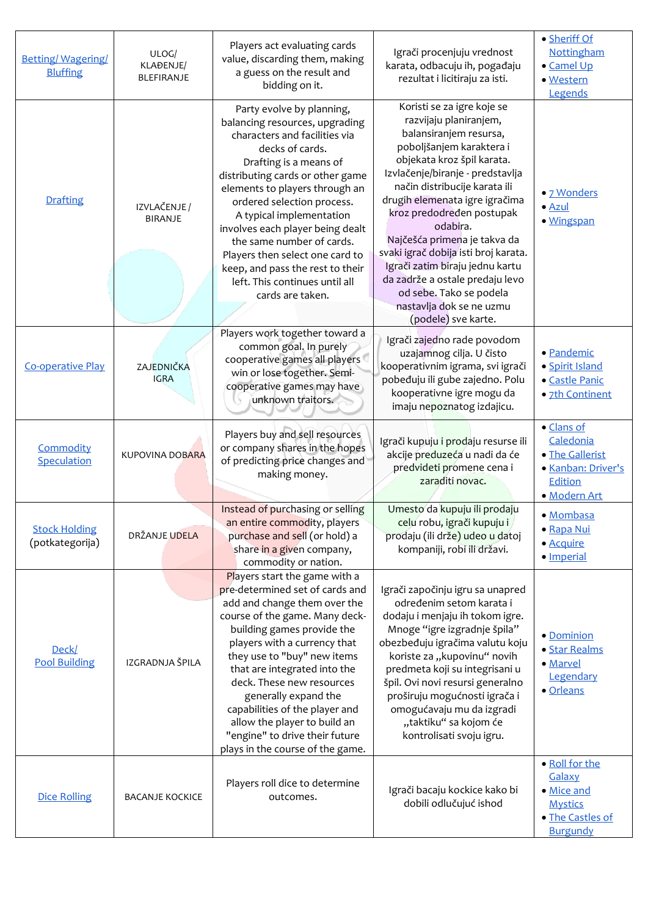| | | | | |
|---|---|---|---|---|
| Betting/ Wagering/ Bluffing | ULOG/ KLAĐENJE/ BLEFIRANJE | Players act evaluating cards value, discarding them, making a guess on the result and bidding on it. | Igrači procenjuju vrednost karata, odbacuju ih, pogađaju rezultat i licitiraju za isti. | • Sheriff Of Nottingham<br>• Camel Up<br>• Western Legends |
| Drafting | IZVLAČENJE / BIRANJE | Party evolve by planning, balancing resources, upgrading characters and facilities via decks of cards.<br>Drafting is a means of distributing cards or other game elements to players through an ordered selection process.<br>A typical implementation involves each player being dealt the same number of cards.<br>Players then select one card to keep, and pass the rest to their left. This continues until all cards are taken. | Koristi se za igre koje se razvijaju planiranjem, balansiranjem resursa, poboljšanjem karaktera i objekata kroz špil karata.<br>Izvlačenje/biranje - predstavlja način distribucije karata ili drugih elemenata igre igračima kroz predodređen postupak odabira.<br>Najčešća primena je takva da svaki igrač dobija isti broj karata.<br>Igrači zatim biraju jednu kartu da zadrže a ostale predaju levo od sebe. Tako se podela nastavlja dok se ne uzmu (podele) sve karte. | • 7 Wonders<br>• Azul<br>• Wingspan |
| Co-operative Play | ZAJEDNIČKA IGRA | Players work together toward a common goal. In purely cooperative games all players win or lose together. Semi-cooperative games may have unknown traitors. | Igrači zajedno rade povodom uzajamnog cilja. U čisto kooperativnim igrama, svi igrači pobeđuju ili gube zajedno. Polu kooperativne igre mogu da imaju nepoznatog izdajicu. | • Pandemic<br>• Spirit Island<br>• Castle Panic<br>• 7th Continent |
| Commodity Speculation | KUPOVINA DOBARA | Players buy and sell resources or company shares in the hopes of predicting price changes and making money. | Igrači kupuju i prodaju resurse ili akcije preduzeća u nadi da će predvideti promene cena i zaraditi novac. | • Clans of Caledonia<br>• The Gallerist<br>• Kanban: Driver's Edition<br>• Modern Art |
| Stock Holding (potkategorija) | DRŽANJE UDELA | Instead of purchasing or selling an entire commodity, players purchase and sell (or hold) a share in a given company, commodity or nation. | Umesto da kupuju ili prodaju celu robu, igrači kupuju i prodaju (ili drže) udeo u datoj kompaniji, robi ili državi. | • Mombasa<br>• Rapa Nui<br>• Acquire<br>• Imperial |
| Deck/ Pool Building | IZGRADNJA ŠPILA | Players start the game with a pre-determined set of cards and add and change them over the course of the game. Many deck-building games provide the players with a currency that they use to "buy" new items that are integrated into the deck. These new resources generally expand the capabilities of the player and allow the player to build an "engine" to drive their future plays in the course of the game. | Igrači započinju igru sa unapred određenim setom karata i dodaju i menjaju ih tokom igre. Mnoge "igre izgradnje špila" obezbeđuju igračima valutu koju koriste za „kupovinu" novih predmeta koji su integrisani u špil. Ovi novi resursi generalno proširuju mogućnosti igrača i omogućavaju mu da izgradi „taktiku" sa kojom će kontrolisati svoju igru. | • Dominion<br>• Star Realms<br>• Marvel Legendary<br>• Orleans |
| Dice Rolling | BACANJE KOCKICE | Players roll dice to determine outcomes. | Igrači bacaju kockice kako bi dobili odlučujuć ishod | • Roll for the Galaxy<br>• Mice and Mystics<br>• The Castles of Burgundy |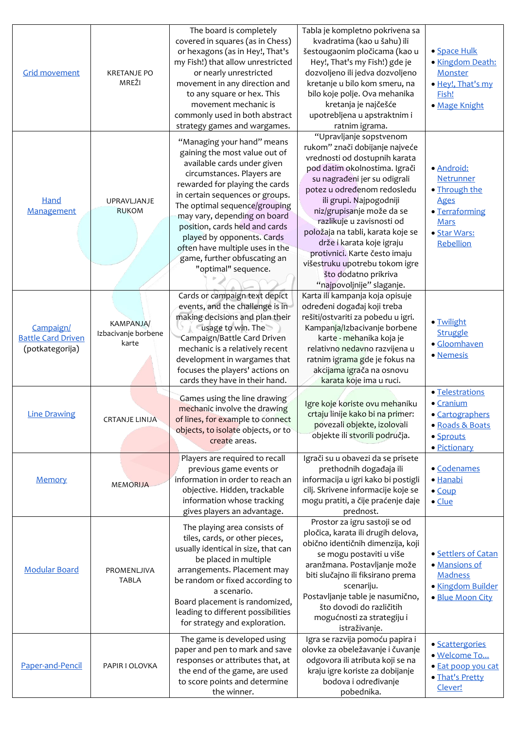| | | | | |
|---|---|---|---|---|
| Grid movement | KRETANJE PO MREŽI | The board is completely covered in squares (as in Chess) or hexagons (as in Hey!, That's my Fish!) that allow unrestricted or nearly unrestricted movement in any direction and to any square or hex. This movement mechanic is commonly used in both abstract strategy games and wargames. | Tabla je kompletno pokrivena sa kvadratima (kao u šahu) ili šestougaonim pločicama (kao u Hey!, That's my Fish!) gde je dozvoljeno ili jedva dozvoljeno kretanje u bilo kom smeru, na bilo koje polje. Ova mehanika kretanja je najčešće upotrebljena u apstraktnim i ratnim igrama. | • Space Hulk<br>• Kingdom Death: Monster<br>• Hey!, That's my Fish!<br>• Mage Knight |
| Hand Management | UPRAVLJANJE RUKOM | "Managing your hand" means gaining the most value out of available cards under given circumstances. Players are rewarded for playing the cards in certain sequences or groups. The optimal sequence/grouping may vary, depending on board position, cards held and cards played by opponents. Cards often have multiple uses in the game, further obfuscating an "optimal" sequence. | "Upravljanje sopstvenom rukom" znači dobijanje najveće vrednosti od dostupnih karata pod datim okolnostima. Igrači su nagrađeni jer su odigrali potez u određenom redosledu ili grupi. Najpogodniji niz/grupisanje može da se razlikuje u zavisnosti od položaja na tabli, karata koje se drže i karata koje igraju protivnici. Karte često imaju višestruku upotrebu tokom igre što dodatno prikriva "najpovoljnije" slaganje. | • Android: Netrunner<br>• Through the Ages<br>• Terraforming Mars<br>• Star Wars: Rebellion |
| Campaign/ Battle Card Driven (potkategorija) | KAMPANJA/ Izbacivanje borbene karte | Cards or campaign text depict events, and the challenge is in making decisions and plan their usage to win. The Campaign/Battle Card Driven mechanic is a relatively recent development in wargames that focuses the players' actions on cards they have in their hand. | Karta ili kampanja koja opisuje određeni događaj koji treba rešiti/ostvariti za pobedu u igri. Kampanja/Izbacivanje borbene karte - mehanika koja je relativno nedavno razvijena u ratnim igrama gde je fokus na akcijama igrača na osnovu karata koje ima u ruci. | • Twilight Struggle<br>• Gloomhaven<br>• Nemesis |
| Line Drawing | CRTANJE LINIJA | Games using the line drawing mechanic involve the drawing of lines, for example to connect objects, to isolate objects, or to create areas. | Igre koje koriste ovu mehaniku crtaju linije kako bi na primer: povezali objekte, izolovali objekte ili stvorili područja. | • Telestrations<br>• Cranium<br>• Cartographers<br>• Roads & Boats<br>• Sprouts<br>• Pictionary |
| Memory | MEMORIJA | Players are required to recall previous game events or information in order to reach an objective. Hidden, trackable information whose tracking gives players an advantage. | Igrači su u obavezi da se prisete prethodnih događaja ili informacija u igri kako bi postigli cilj. Skrivene informacije koje se mogu pratiti, a čije praćenje daje prednost. | • Codenames<br>• Hanabi<br>• Coup<br>• Clue |
| Modular Board | PROMENLJIVA TABLA | The playing area consists of tiles, cards, or other pieces, usually identical in size, that can be placed in multiple arrangements. Placement may be random or fixed according to a scenario.<br>Board placement is randomized, leading to different possibilities for strategy and exploration. | Prostor za igru sastoji se od pločica, karata ili drugih delova, obično identičnih dimenzija, koji se mogu postaviti u više aranžmana. Postavljanje može biti slučajno ili fiksirano prema scenariju.<br>Postavljanje table je nasumično, što dovodi do različitih mogućnosti za strategiju i istraživanje. | • Settlers of Catan<br>• Mansions of Madness<br>• Kingdom Builder<br>• Blue Moon City |
| Paper-and-Pencil | PAPIR I OLOVKA | The game is developed using paper and pen to mark and save responses or attributes that, at the end of the game, are used to score points and determine the winner. | Igra se razvija pomoću papira i olovke za obeležavanje i čuvanje odgovora ili atributa koji se na kraju igre koriste za dobijanje bodova i određivanje pobednika. | • Scattergories<br>• Welcome To...<br>• Eat poop you cat<br>• That's Pretty Clever! |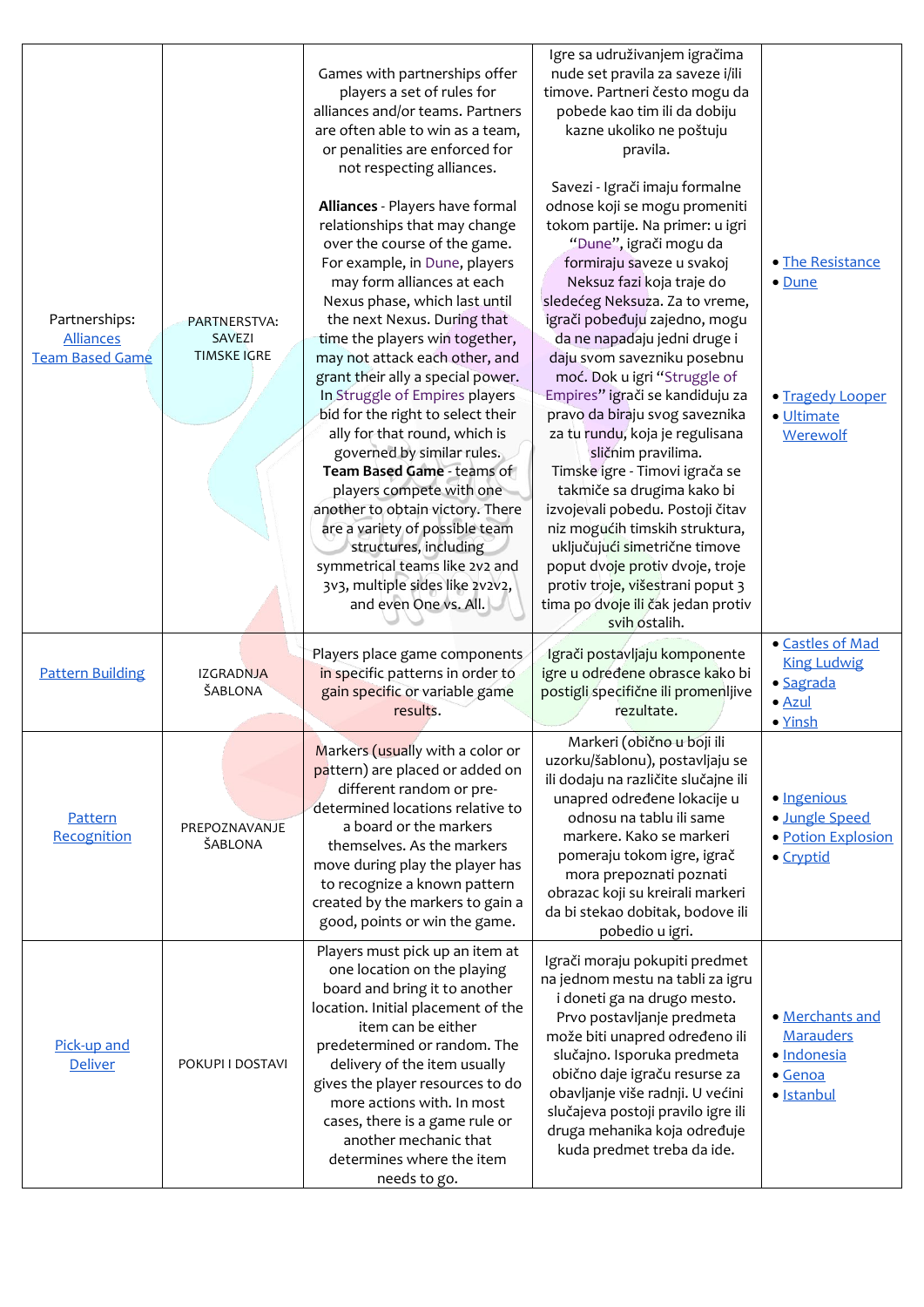| | | | | |
|---|---|---|---|---|
| Partnerships: Alliances Team Based Game | PARTNERSTVA: SAVEZI TIMSKE IGRE | Games with partnerships offer players a set of rules for alliances and/or teams. Partners are often able to win as a team, or penalities are enforced for not respecting alliances.<br><br>**Alliances** - Players have formal relationships that may change over the course of the game. For example, in Dune, players may form alliances at each Nexus phase, which last until the next Nexus. During that time the players win together, may not attack each other, and grant their ally a special power. In Struggle of Empires players bid for the right to select their ally for that round, which is governed by similar rules.<br>**Team Based Game** - teams of players compete with one another to obtain victory. There are a variety of possible team structures, including symmetrical teams like 2v2 and 3v3, multiple sides like 2v2v2, and even One vs. All. | Igre sa udruživanjem igračima nude set pravila za saveze i/ili timove. Partneri često mogu da pobede kao tim ili da dobiju kazne ukoliko ne poštuju pravila.<br><br>Savezi - Igrači imaju formalne odnose koji se mogu promeniti tokom partije. Na primer: u igri "Dune", igrači mogu da formiraju saveze u svakoj Neksuz fazi koja traje do sledećeg Neksuza. Za to vreme, igrači pobeđuju zajedno, mogu da ne napadaju jedni druge i daju svom savezniku posebnu moć. Dok u igri "Struggle of Empires" igrači se kandiduju za pravo da biraju svog saveznika za tu rundu, koja je regulisana sličnim pravilima.<br>Timske igre - Timovi igrača se takmiče sa drugima kako bi izvojevali pobedu. Postoji čitav niz mogućih timskih struktura, uključujući simetrične timove poput dvoje protiv dvoje, troje protiv troje, višestrani poput 3 tima po dvoje ili čak jedan protiv svih ostalih. | • The Resistance<br>• Dune<br><br>• Tragedy Looper<br>• Ultimate Werewolf |
| Pattern Building | IZGRADNJA ŠABLONA | Players place game components in specific patterns in order to gain specific or variable game results. | Igrači postavljaju komponente igre u određene obrasce kako bi postigli specifične ili promenljive rezultate. | • Castles of Mad King Ludwig<br>• Sagrada<br>• Azul<br>• Yinsh |
| Pattern Recognition | PREPOZNAVANJE ŠABLONA | Markers (usually with a color or pattern) are placed or added on different random or pre-determined locations relative to a board or the markers themselves. As the markers move during play the player has to recognize a known pattern created by the markers to gain a good, points or win the game. | Markeri (obično u boji ili uzorku/šablonu), postavljaju se ili dodaju na različite slučajne ili unapred određene lokacije u odnosu na tablu ili same markere. Kako se markeri pomeraju tokom igre, igrač mora prepoznati poznati obrazac koji su kreirali markeri da bi stekao dobitak, bodove ili pobedio u igri. | • Ingenious<br>• Jungle Speed<br>• Potion Explosion<br>• Cryptid |
| Pick-up and Deliver | POKUPI I DOSTAVI | Players must pick up an item at one location on the playing board and bring it to another location. Initial placement of the item can be either predetermined or random. The delivery of the item usually gives the player resources to do more actions with. In most cases, there is a game rule or another mechanic that determines where the item needs to go. | Igrači moraju pokupiti predmet na jednom mestu na tabli za igru i doneti ga na drugo mesto. Prvo postavljanje predmeta može biti unapred određeno ili slučajno. Isporuka predmeta obično daje igraču resurse za obavljanje više radnji. U većini slučajeva postoji pravilo igre ili druga mehanika koja određuje kuda predmet treba da ide. | • Merchants and Marauders<br>• Indonesia<br>• Genoa<br>• Istanbul |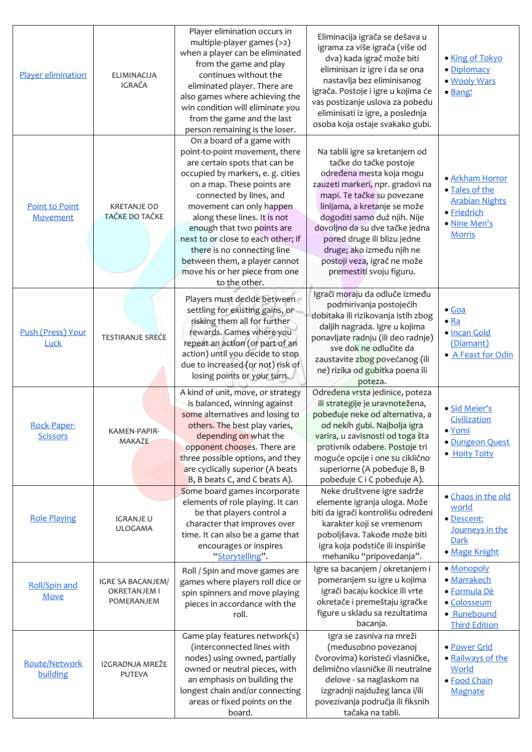| Player elimination | ELIMINACIJA IGRAČA | Player elimination occurs in multiple-player games (>2) when a player can be eliminated from the game and play continues without the eliminated player. There are also games where achieving the win condition will eliminate you from the game and the last person remaining is the loser. | Eliminacija igrača se dešava u igrama za više igrača (više od dva) kada igrač može biti eliminisan iz igre i da se ona nastavlja bez eliminisanog igrača. Postoje i igre u kojima će vas postizanje uslova za pobedu eliminisati iz igre, a poslednja osoba koja ostaje svakako gubi. | • King of Tokyo<br>• Diplomacy<br>• Wooly Wars<br>• Bang! |
|---|---|---|---|---|
| Point to Point Movement | KRETANJE OD TAČKE DO TAČKE | On a board of a game with point-to-point movement, there are certain spots that can be occupied by markers, e. g. cities on a map. These points are connected by lines, and movement can only happen along these lines. It is not enough that two points are next to or close to each other; if there is no connecting line between them, a player cannot move his or her piece from one to the other. | Na tablii igre sa kretanjem od tačke do tačke postoje određena mesta koja mogu zauzeti markeri, npr. gradovi na mapi. Te tačke su povezane linijama, a kretanje se može dogoditi samo duž njih. Nije dovoljno da su dve tačke jedna pored druge ili blizu jedne druge; ako između njih ne postoji veza, igrač ne može premestiti svoju figuru. | • Arkham Horror<br>• Tales of the Arabian Nights<br>• Friedrich<br>• Nine Men's Morris |
| Push (Press) Your Luck | TESTIRANJE SREĆE | Players must decide between settling for existing gains, or risking them all for further rewards. Games where you repeat an action (or part of an action) until you decide to stop due to increased (or not) risk of losing points or your turn. | Igrači moraju da odluče između podmirivanja postojećih dobitaka ili rizikovanja istih zbog daljih nagrada. Igre u kojima ponavljate radnju (ili deo radnje) sve dok ne odlučite da zaustavite zbog povećanog (ili ne) rizika od gubitka poena ili poteza. | • Goa<br>• Ra<br>• Incan Gold (Diamant)<br>• A Feast for Odin |
| Rock-Paper-Scissors | KAMEN-PAPIR-MAKAZE | A kind of unit, move, or strategy is balanced, winning against some alternatives and losing to others. The best play varies, depending on what the opponent chooses. There are three possible options, and they are cyclically superior (A beats B, B beats C, and C beats A). | Određena vrsta jedinice, poteza ili strategije je uravnotežena, pobeđuje neke od alternativa, a od nekih gubi. Najbolja igra varira, u zavisnosti od toga šta protivnik odabere. Postoje tri moguće opcije i one su ciklično superiorne (A pobeđuje B, B pobeđuje C i C pobeđuje A). | • Sid Meier's Civilization<br>• Yomi<br>• Dungeon Quest<br>• Hoity Toity |
| Role Playing | IGRANJE U ULOGAMA | Some board games incorporate elements of role playing. It can be that players control a character that improves over time. It can also be a game that encourages or inspires "Storytelling". | Neke društvene igre sadrže elemente igranja uloga. Može biti da igrači kontrolišu određeni karakter koji se vremenom poboljšava. Takođe može biti igra koja podstiče ili inspiriše mehaniku "pripovedanja". | • Chaos in the old world<br>• Descent: Journeys in the Dark<br>• Mage Knight |
| Roll/Spin and Move | IGRE SA BACANJEM/ OKRETANJEM I POMERANJEM | Roll / Spin and move games are games where players roll dice or spin spinners and move playing pieces in accordance with the roll. | Igre sa bacanjem / okretanjem i pomeranjem su igre u kojima igrači bacaju kockice ili vrte okretače i premeštaju igračke figure u skladu sa rezultatima bacanja. | • Monopoly<br>• Marrakech<br>• Formula Dè<br>• Colosseum<br>• Runebound Third Edition |
| Route/Network building | IZGRADNJA MREŽE PUTEVA | Game play features network(s) (interconnected lines with nodes) using owned, partially owned or neutral pieces, with an emphasis on building the longest chain and/or connecting areas or fixed points on the board. | Igra se zasniva na mreži (međusobno povezanoj čvorovima) koristeći vlasničke, delimično vlasničke ili neutralne delove - sa naglaskom na izgradnji najdužeg lanca i/ili povezivanja područja ili fiksnih tačaka na tabli. | • Power Grid<br>• Railways of the World<br>• Food Chain Magnate |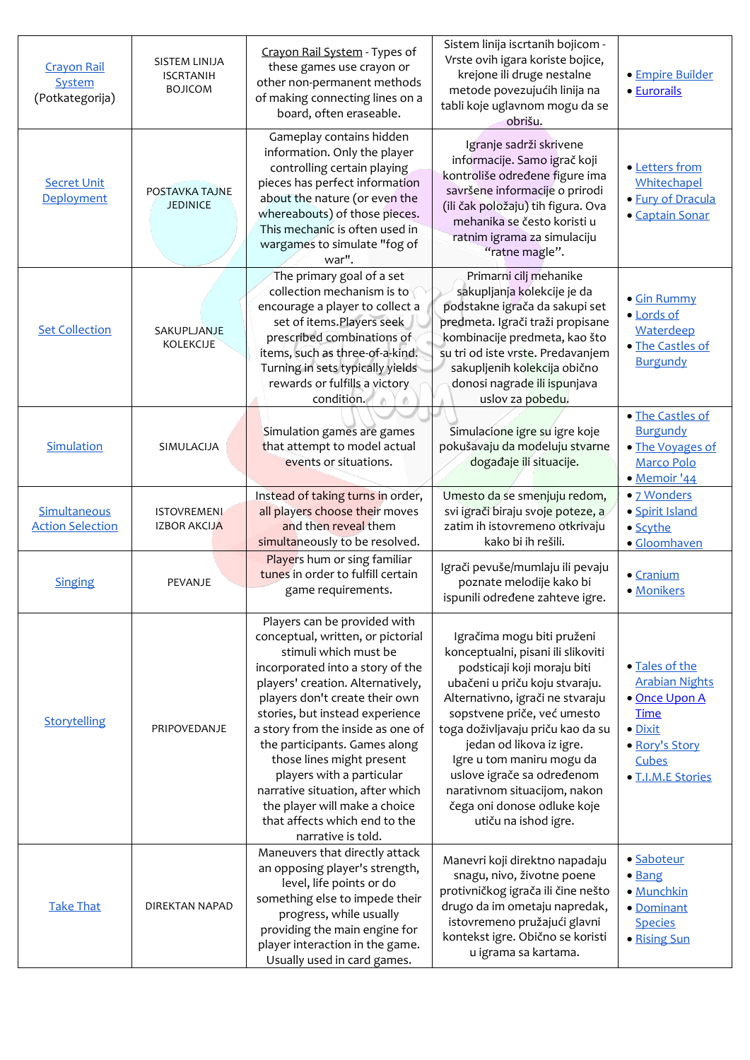| | | | | |
|---|---|---|---|---|
| Crayon Rail System (Potkategorija) | SISTEM LINIJA ISCRTANIH BOJICOM | Crayon Rail System - Types of these games use crayon or other non-permanent methods of making connecting lines on a board, often eraseable. | Sistem linija iscrtanih bojicom - Vrste ovih igara koriste bojice, krejone ili druge nestalne metode povezujućih linija na tabli koje uglavnom mogu da se obrišu. | • Empire Builder<br>• Eurorails |
| Secret Unit Deployment | POSTAVKA TAJNE JEDINICE | Gameplay contains hidden information. Only the player controlling certain playing pieces has perfect information about the nature (or even the whereabouts) of those pieces. This mechanic is often used in wargames to simulate "fog of war". | Igranje sadrži skrivene informacije. Samo igrač koji kontroliše određene figure ima savršene informacije o prirodi (ili čak položaju) tih figura. Ova mehanika se često koristi u ratnim igrama za simulaciju "ratne magle". | • Letters from Whitechapel<br>• Fury of Dracula<br>• Captain Sonar |
| Set Collection | SAKUPLJANJE KOLEKCIJE | The primary goal of a set collection mechanism is to encourage a player to collect a set of items.Players seek prescribed combinations of items, such as three-of-a-kind. Turning in sets typically yields rewards or fulfills a victory condition. | Primarni cilj mehanike sakupljanja kolekcije je da podstakne igrača da sakupi set predmeta. Igrači traži propisane kombinacije predmeta, kao što su tri od iste vrste. Predavanjem sakupljenih kolekcija obično donosi nagrade ili ispunjava uslov za pobedu. | • Gin Rummy<br>• Lords of Waterdeep<br>• The Castles of Burgundy |
| Simulation | SIMULACIJA | Simulation games are games that attempt to model actual events or situations. | Simulacione igre su igre koje pokušavaju da modeluju stvarne događaje ili situacije. | • The Castles of Burgundy<br>• The Voyages of Marco Polo<br>• Memoir '44 |
| Simultaneous Action Selection | ISTOVREMENI IZBOR AKCIJA | Instead of taking turns in order, all players choose their moves and then reveal them simultaneously to be resolved. | Umesto da se smenjuju redom, svi igrači biraju svoje poteze, a zatim ih istovremeno otkrivaju kako bi ih rešili. | • 7 Wonders<br>• Spirit Island<br>• Scythe<br>• Gloomhaven |
| Singing | PEVANJE | Players hum or sing familiar tunes in order to fulfill certain game requirements. | Igrači pevuše/mumlaju ili pevaju poznate melodije kako bi ispunili određene zahteve igre. | • Cranium<br>• Monikers |
| Storytelling | PRIPOVEDANJE | Players can be provided with conceptual, written, or pictorial stimuli which must be incorporated into a story of the players' creation. Alternatively, players don't create their own stories, but instead experience a story from the inside as one of the participants. Games along those lines might present players with a particular narrative situation, after which the player will make a choice that affects which end to the narrative is told. | Igračima mogu biti pruženi konceptualni, pisani ili slikoviti podsticaji koji moraju biti ubačeni u priču koju stvaraju. Alternativno, igrači ne stvaraju sopstvene priče, već umesto toga doživljavaju priču kao da su jedan od likova iz igre. Igre u tom maniru mogu da uslove igrače sa određenom narativnom situacijom, nakon čega oni donose odluke koje utiču na ishod igre. | • Tales of the Arabian Nights<br>• Once Upon A Time<br>• Dixit<br>• Rory's Story Cubes<br>• T.I.M.E Stories |
| Take That | DIREKTAN NAPAD | Maneuvers that directly attack an opposing player's strength, level, life points or do something else to impede their progress, while usually providing the main engine for player interaction in the game. Usually used in card games. | Manevri koji direktno napadaju snagu, nivo, životne poene protivničkog igrača ili čine nešto drugo da im ometaju napredak, istovremeno pružajući glavni kontekst igre. Obično se koristi u igrama sa kartama. | • Saboteur<br>• Bang<br>• Munchkin<br>• Dominant Species<br>• Rising Sun |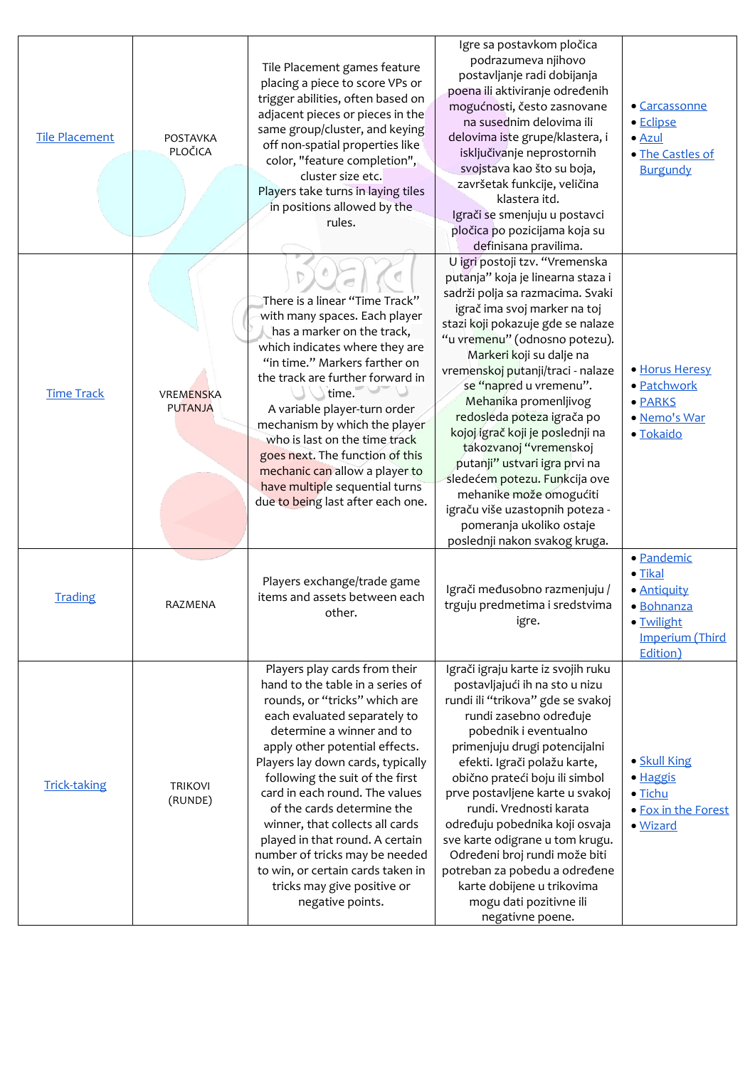| | | | | |
|---|---|---|---|---|
| Tile Placement | POSTAVKA PLOČICA | Tile Placement games feature placing a piece to score VPs or trigger abilities, often based on adjacent pieces or pieces in the same group/cluster, and keying off non-spatial properties like color, "feature completion", cluster size etc.<br>Players take turns in laying tiles in positions allowed by the rules. | Igre sa postavkom pločica podrazumeva njihovo postavljanje radi dobijanja poena ili aktiviranje određenih mogućnosti, često zasnovane na susednim delovima ili delovima iste grupe/klastera, i isključivanje neprostornih svojstava kao što su boja, završetak funkcije, veličina klastera itd.<br>Igrači se smenjuju u postavci pločica po pozicijama koja su definisana pravilima. | • Carcassonne<br>• Eclipse<br>• Azul<br>• The Castles of Burgundy |
| Time Track | VREMENSKA PUTANJA | There is a linear "Time Track" with many spaces. Each player has a marker on the track, which indicates where they are "in time." Markers farther on the track are further forward in time.<br>A variable player-turn order mechanism by which the player who is last on the time track goes next. The function of this mechanic can allow a player to have multiple sequential turns due to being last after each one. | U igri postoji tzv. "Vremenska putanja" koja je linearna staza i sadrži polja sa razmacima. Svaki igrač ima svoj marker na toj stazi koji pokazuje gde se nalaze "u vremenu" (odnosno potezu). Markeri koji su dalje na vremenskoj putanji/traci - nalaze se "napred u vremenu".<br>Mehanika promenljivog redosleda poteza igrača po kojoj igrač koji je poslednji na takozvanoj "vremenskoj putanji" ustvari igra prvi na sledećem potezu. Funkcija ove mehanike može omogućiti igraču više uzastopnih poteza - pomeranja ukoliko ostaje poslednji nakon svakog kruga. | • Horus Heresy<br>• Patchwork<br>• PARKS<br>• Nemo's War<br>• Tokaido |
| Trading | RAZMENA | Players exchange/trade game items and assets between each other. | Igrači međusobno razmenjuju / trguju predmetima i sredstvima igre. | • Pandemic<br>• Tikal<br>• Antiquity<br>• Bohnanza<br>• Twilight Imperium (Third Edition) |
| Trick-taking | TRIKOVI (RUNDE) | Players play cards from their hand to the table in a series of rounds, or "tricks" which are each evaluated separately to determine a winner and to apply other potential effects. Players lay down cards, typically following the suit of the first card in each round. The values of the cards determine the winner, that collects all cards played in that round. A certain number of tricks may be needed to win, or certain cards taken in tricks may give positive or negative points. | Igrači igraju karte iz svojih ruku postavljajući ih na sto u nizu rundi ili "trikova" gde se svakoj rundi zasebno određuje pobednik i eventualno primenjuju drugi potencijalni efekti. Igrači polažu karte, obično prateći boju ili simbol prve postavljene karte u svakoj rundi. Vrednosti karata određuju pobednika koji osvaja sve karte odigrane u tom krugu. Određeni broj rundi može biti potreban za pobedu a određene karte dobijene u trikovima mogu dati pozitivne ili negativne poene. | • Skull King<br>• Haggis<br>• Tichu<br>• Fox in the Forest<br>• Wizard |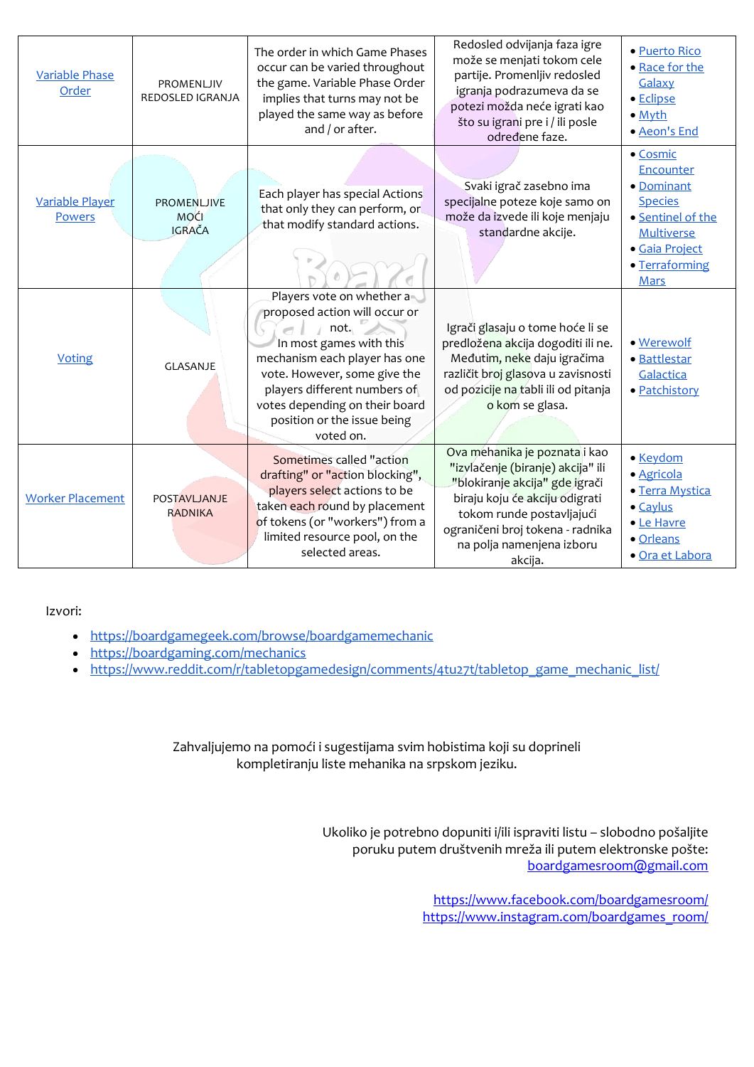| | | | | |
|---|---|---|---|---|
| Variable Phase Order | PROMENLJIV REDOSLED IGRANJA | The order in which Game Phases occur can be varied throughout the game. Variable Phase Order implies that turns may not be played the same way as before and / or after. | Redosled odvijanja faza igre može se menjati tokom cele partije. Promenljiv redosled igranja podrazumeva da se potezi možda neće igrati kao što su igrani pre i / ili posle određene faze. | • Puerto Rico<br>• Race for the Galaxy<br>• Eclipse<br>• Myth<br>• Aeon's End |
| Variable Player Powers | PROMENLJIVE MOĆI IGRAČA | Each player has special Actions that only they can perform, or that modify standard actions. | Svaki igrač zasebno ima specijalne poteze koje samo on može da izvede ili koje menjaju standardne akcije. | • Cosmic Encounter<br>• Dominant Species<br>• Sentinel of the Multiverse<br>• Gaia Project<br>• Terraforming Mars |
| Voting | GLASANJE | Players vote on whether a proposed action will occur or not. In most games with this mechanism each player has one vote. However, some give the players different numbers of votes depending on their board position or the issue being voted on. | Igrači glasaju o tome hoće li se predložena akcija dogoditi ili ne. Međutim, neke daju igračima različit broj glasova u zavisnosti od pozicije na tabli ili od pitanja o kom se glasa. | • Werewolf<br>• Battlestar Galactica<br>• Patchistory |
| Worker Placement | POSTAVLJANJE RADNIKA | Sometimes called "action drafting" or "action blocking", players select actions to be taken each round by placement of tokens (or "workers") from a limited resource pool, on the selected areas. | Ova mehanika je poznata i kao "izvlačenje (biranje) akcija" ili "blokiranje akcija" gde igrači biraju koju će akciju odigrati tokom runde postavljajući ograničeni broj tokena - radnika na polja namenjena izboru akcija. | • Keydom<br>• Agricola<br>• Terra Mystica<br>• Caylus<br>• Le Havre<br>• Orleans<br>• Ora et Labora |

Izvori:

- https://boardgamegeek.com/browse/boardgamemechanic
- https://boardgaming.com/mechanics
- https://www.reddit.com/r/tabletopgamedesign/comments/4tu27t/tabletop_game_mechanic_list/

Zahvaljujemo na pomoći i sugestijama svim hobistima koji su doprineli kompletiranju liste mehanika na srpskom jeziku.

Ukoliko je potrebno dopuniti i/ili ispraviti listu – slobodno pošaljite poruku putem društvenih mreža ili putem elektronske pošte: boardgamesroom@gmail.com

https://www.facebook.com/boardgamesroom/
https://www.instagram.com/boardgames_room/